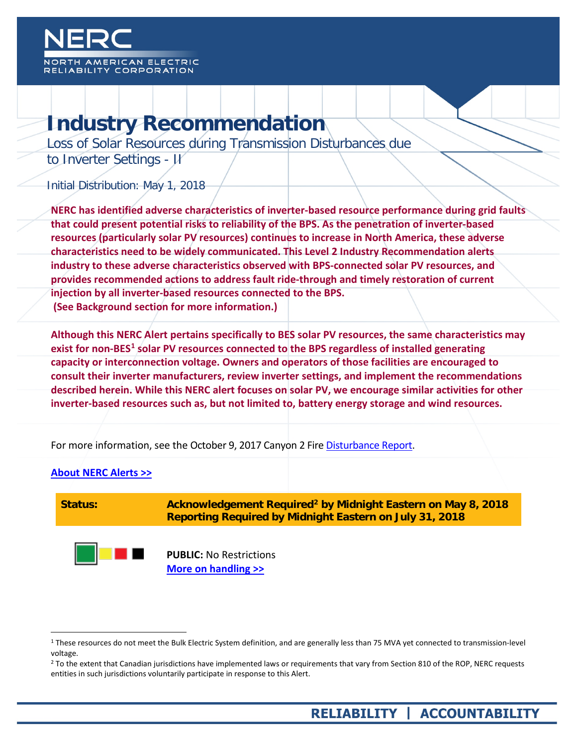NERC

NORTH AMERICAN ELECTRIC RELIABILITY CORPORATION

# Industry Recommendation

Loss of Solar Resources during Transmission Disturbances due to Inverter Settings - II

Initial Distribution: May 1, 2018

**NERC has identified adverse characteristics of inverter-based resource performance during grid faults that could present potential risks to reliability of the BPS. As the penetration of inverter-based resources (particularly solar PV resources) continues to increase in North America, these adverse characteristics need to be widely communicated. This Level 2 Industry Recommendation alerts industry to these adverse characteristics observed with BPS-connected solar PV resources, and provides recommended actions to address fault ride-through and timely restoration of current injection by all inverter-based resources connected to the BPS.**
**(See Background section for more information.)**

**Although this NERC Alert pertains specifically to BES solar PV resources, the same characteristics may exist for non-BES[1] solar PV resources connected to the BPS regardless of installed generating capacity or interconnection voltage. Owners and operators of those facilities are encouraged to consult their inverter manufacturers, review inverter settings, and implement the recommendations described herein. While this NERC alert focuses on solar PV, we encourage similar activities for other inverter-based resources such as, but not limited to, battery energy storage and wind resources.**

For more information, see the October 9, 2017 Canyon 2 Fire Disturbance Report.

**About NERC Alerts >>**

| **Status:** | **Acknowledgement Required[2] by Midnight Eastern on May 8, 2018**<br>**Reporting Required by Midnight Eastern on July 31, 2018** |
|---|---|

**PUBLIC:** No Restrictions
**More on handling >>**

[1] These resources do not meet the Bulk Electric System definition, and are generally less than 75 MVA yet connected to transmission-level voltage.

[2] To the extent that Canadian jurisdictions have implemented laws or requirements that vary from Section 810 of the ROP, NERC requests entities in such jurisdictions voluntarily participate in response to this Alert.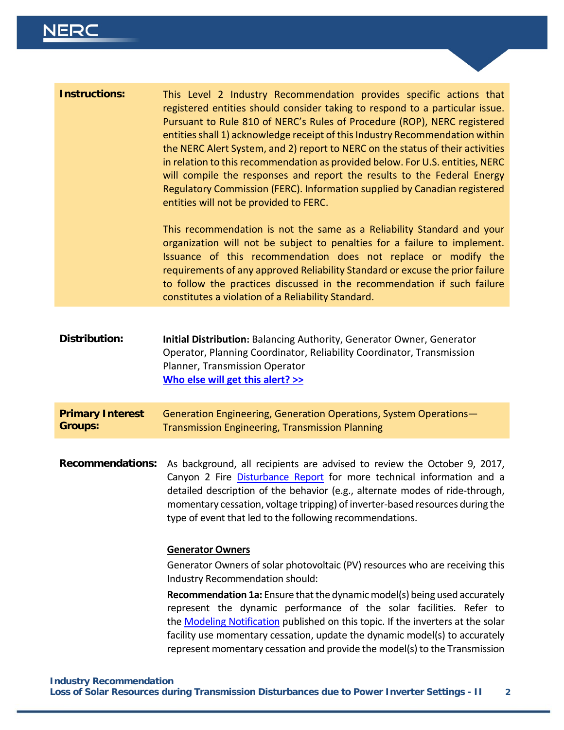**Instructions:**

This Level 2 Industry Recommendation provides specific actions that registered entities should consider taking to respond to a particular issue. Pursuant to Rule 810 of NERC's Rules of Procedure (ROP), NERC registered entities shall 1) acknowledge receipt of this Industry Recommendation within the NERC Alert System, and 2) report to NERC on the status of their activities in relation to this recommendation as provided below. For U.S. entities, NERC will compile the responses and report the results to the Federal Energy Regulatory Commission (FERC). Information supplied by Canadian registered entities will not be provided to FERC.

This recommendation is not the same as a Reliability Standard and your organization will not be subject to penalties for a failure to implement. Issuance of this recommendation does not replace or modify the requirements of any approved Reliability Standard or excuse the prior failure to follow the practices discussed in the recommendation if such failure constitutes a violation of a Reliability Standard.

**Distribution:**

**Initial Distribution:** Balancing Authority, Generator Owner, Generator Operator, Planning Coordinator, Reliability Coordinator, Transmission Planner, Transmission Operator

**Who else will get this alert? >>**

**Primary Interest Groups:**

Generation Engineering, Generation Operations, System Operations—Transmission Engineering, Transmission Planning

**Recommendations:**

As background, all recipients are advised to review the October 9, 2017, Canyon 2 Fire Disturbance Report for more technical information and a detailed description of the behavior (e.g., alternate modes of ride-through, momentary cessation, voltage tripping) of inverter-based resources during the type of event that led to the following recommendations.

**Generator Owners**

Generator Owners of solar photovoltaic (PV) resources who are receiving this Industry Recommendation should:

**Recommendation 1a:** Ensure that the dynamic model(s) being used accurately represent the dynamic performance of the solar facilities. Refer to the Modeling Notification published on this topic. If the inverters at the solar facility use momentary cessation, update the dynamic model(s) to accurately represent momentary cessation and provide the model(s) to the Transmission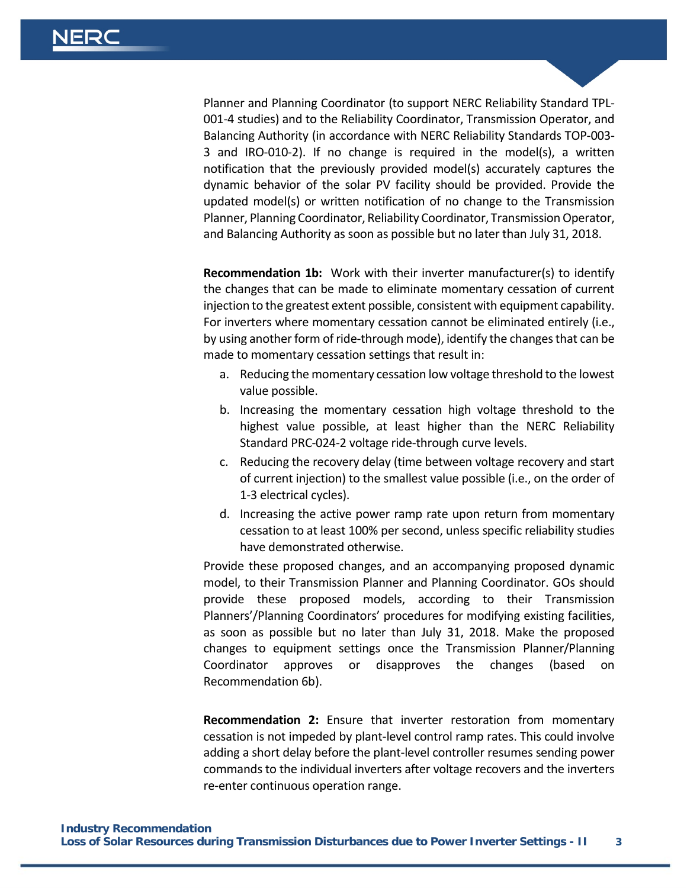Planner and Planning Coordinator (to support NERC Reliability Standard TPL-001-4 studies) and to the Reliability Coordinator, Transmission Operator, and Balancing Authority (in accordance with NERC Reliability Standards TOP-003-3 and IRO-010-2). If no change is required in the model(s), a written notification that the previously provided model(s) accurately captures the dynamic behavior of the solar PV facility should be provided. Provide the updated model(s) or written notification of no change to the Transmission Planner, Planning Coordinator, Reliability Coordinator, Transmission Operator, and Balancing Authority as soon as possible but no later than July 31, 2018.

**Recommendation 1b:** Work with their inverter manufacturer(s) to identify the changes that can be made to eliminate momentary cessation of current injection to the greatest extent possible, consistent with equipment capability. For inverters where momentary cessation cannot be eliminated entirely (i.e., by using another form of ride-through mode), identify the changes that can be made to momentary cessation settings that result in:

a. Reducing the momentary cessation low voltage threshold to the lowest value possible.
b. Increasing the momentary cessation high voltage threshold to the highest value possible, at least higher than the NERC Reliability Standard PRC-024-2 voltage ride-through curve levels.
c. Reducing the recovery delay (time between voltage recovery and start of current injection) to the smallest value possible (i.e., on the order of 1-3 electrical cycles).
d. Increasing the active power ramp rate upon return from momentary cessation to at least 100% per second, unless specific reliability studies have demonstrated otherwise.

Provide these proposed changes, and an accompanying proposed dynamic model, to their Transmission Planner and Planning Coordinator. GOs should provide these proposed models, according to their Transmission Planners'/Planning Coordinators' procedures for modifying existing facilities, as soon as possible but no later than July 31, 2018. Make the proposed changes to equipment settings once the Transmission Planner/Planning Coordinator approves or disapproves the changes (based on Recommendation 6b).

**Recommendation 2:** Ensure that inverter restoration from momentary cessation is not impeded by plant-level control ramp rates. This could involve adding a short delay before the plant-level controller resumes sending power commands to the individual inverters after voltage recovers and the inverters re-enter continuous operation range.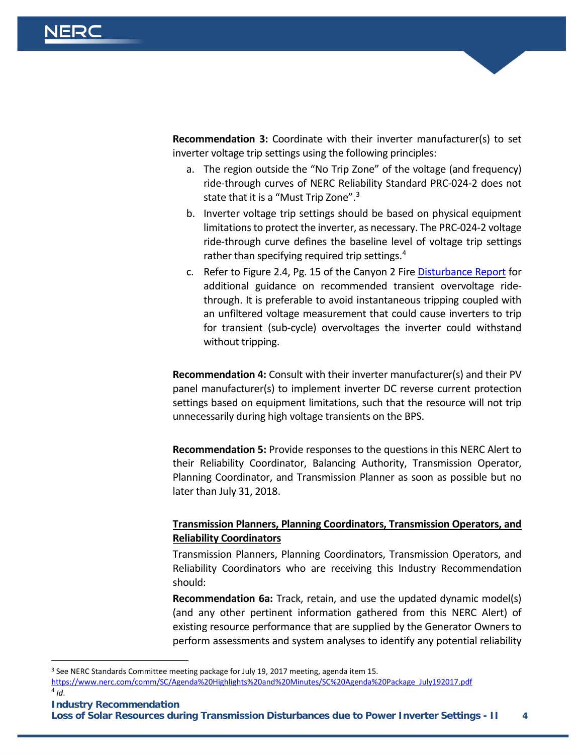**Recommendation 3:** Coordinate with their inverter manufacturer(s) to set inverter voltage trip settings using the following principles:

a. The region outside the "No Trip Zone" of the voltage (and frequency) ride-through curves of NERC Reliability Standard PRC-024-2 does not state that it is a "Must Trip Zone".[3]

b. Inverter voltage trip settings should be based on physical equipment limitations to protect the inverter, as necessary. The PRC-024-2 voltage ride-through curve defines the baseline level of voltage trip settings rather than specifying required trip settings.[4]

c. Refer to Figure 2.4, Pg. 15 of the Canyon 2 Fire [Disturbance Report](#) for additional guidance on recommended transient overvoltage ride-through. It is preferable to avoid instantaneous tripping coupled with an unfiltered voltage measurement that could cause inverters to trip for transient (sub-cycle) overvoltages the inverter could withstand without tripping.

**Recommendation 4:** Consult with their inverter manufacturer(s) and their PV panel manufacturer(s) to implement inverter DC reverse current protection settings based on equipment limitations, such that the resource will not trip unnecessarily during high voltage transients on the BPS.

**Recommendation 5:** Provide responses to the questions in this NERC Alert to their Reliability Coordinator, Balancing Authority, Transmission Operator, Planning Coordinator, and Transmission Planner as soon as possible but no later than July 31, 2018.

**<u>Transmission Planners, Planning Coordinators, Transmission Operators, and Reliability Coordinators</u>**

Transmission Planners, Planning Coordinators, Transmission Operators, and Reliability Coordinators who are receiving this Industry Recommendation should:

**Recommendation 6a:** Track, retain, and use the updated dynamic model(s) (and any other pertinent information gathered from this NERC Alert) of existing resource performance that are supplied by the Generator Owners to perform assessments and system analyses to identify any potential reliability

---

[3] See NERC Standards Committee meeting package for July 19, 2017 meeting, agenda item 15. https://www.nerc.com/comm/SC/Agenda%20Highlights%20and%20Minutes/SC%20Agenda%20Package_July192017.pdf

[4] *Id.*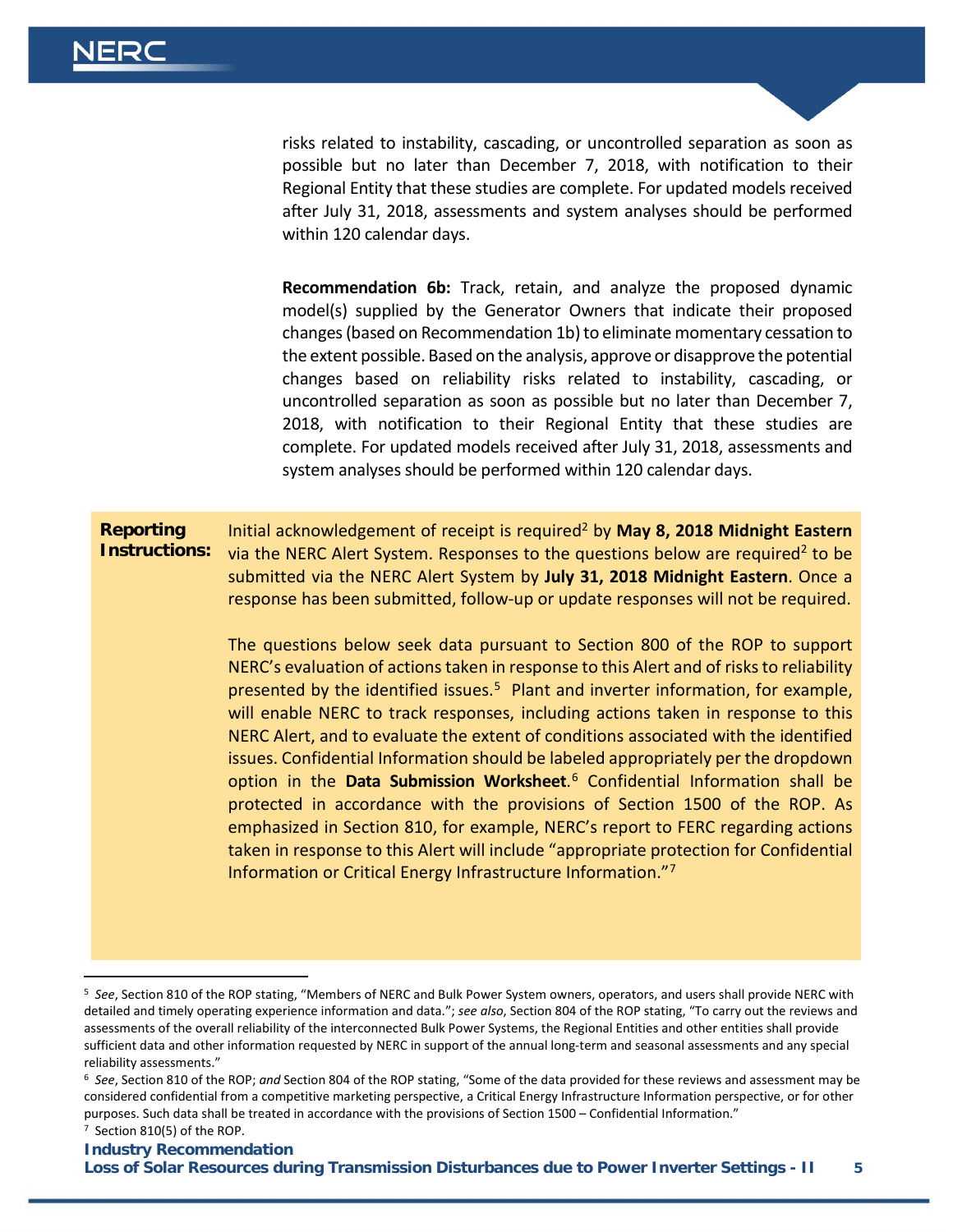risks related to instability, cascading, or uncontrolled separation as soon as possible but no later than December 7, 2018, with notification to their Regional Entity that these studies are complete. For updated models received after July 31, 2018, assessments and system analyses should be performed within 120 calendar days.

**Recommendation 6b:** Track, retain, and analyze the proposed dynamic model(s) supplied by the Generator Owners that indicate their proposed changes (based on Recommendation 1b) to eliminate momentary cessation to the extent possible. Based on the analysis, approve or disapprove the potential changes based on reliability risks related to instability, cascading, or uncontrolled separation as soon as possible but no later than December 7, 2018, with notification to their Regional Entity that these studies are complete. For updated models received after July 31, 2018, assessments and system analyses should be performed within 120 calendar days.

**Reporting Instructions:**

Initial acknowledgement of receipt is required[2] by **May 8, 2018 Midnight Eastern** via the NERC Alert System. Responses to the questions below are required[2] to be submitted via the NERC Alert System by **July 31, 2018 Midnight Eastern**. Once a response has been submitted, follow-up or update responses will not be required.

The questions below seek data pursuant to Section 800 of the ROP to support NERC's evaluation of actions taken in response to this Alert and of risks to reliability presented by the identified issues.[5] Plant and inverter information, for example, will enable NERC to track responses, including actions taken in response to this NERC Alert, and to evaluate the extent of conditions associated with the identified issues. Confidential Information should be labeled appropriately per the dropdown option in the **Data Submission Worksheet**.[6] Confidential Information shall be protected in accordance with the provisions of Section 1500 of the ROP. As emphasized in Section 810, for example, NERC's report to FERC regarding actions taken in response to this Alert will include "appropriate protection for Confidential Information or Critical Energy Infrastructure Information."[7]

---

[5] *See*, Section 810 of the ROP stating, "Members of NERC and Bulk Power System owners, operators, and users shall provide NERC with detailed and timely operating experience information and data."; *see also*, Section 804 of the ROP stating, "To carry out the reviews and assessments of the overall reliability of the interconnected Bulk Power Systems, the Regional Entities and other entities shall provide sufficient data and other information requested by NERC in support of the annual long-term and seasonal assessments and any special reliability assessments."

[6] *See*, Section 810 of the ROP; *and* Section 804 of the ROP stating, "Some of the data provided for these reviews and assessment may be considered confidential from a competitive marketing perspective, a Critical Energy Infrastructure Information perspective, or for other purposes. Such data shall be treated in accordance with the provisions of Section 1500 – Confidential Information."

[7] Section 810(5) of the ROP.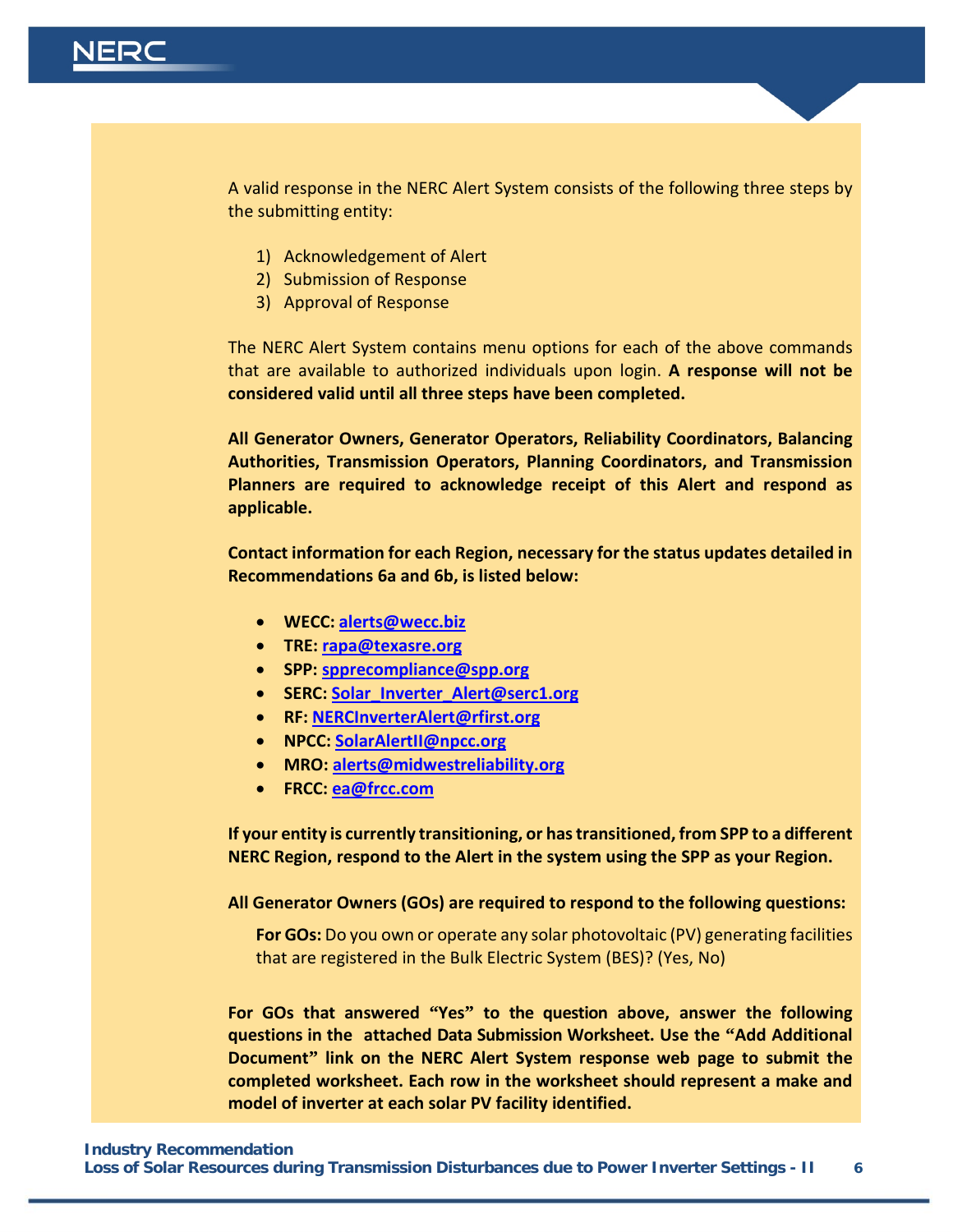A valid response in the NERC Alert System consists of the following three steps by the submitting entity:

1) Acknowledgement of Alert
2) Submission of Response
3) Approval of Response

The NERC Alert System contains menu options for each of the above commands that are available to authorized individuals upon login. **A response will not be considered valid until all three steps have been completed.**

**All Generator Owners, Generator Operators, Reliability Coordinators, Balancing Authorities, Transmission Operators, Planning Coordinators, and Transmission Planners are required to acknowledge receipt of this Alert and respond as applicable.**

**Contact information for each Region, necessary for the status updates detailed in Recommendations 6a and 6b, is listed below:**

- **WECC: alerts@wecc.biz**
- **TRE: rapa@texasre.org**
- **SPP: spprecompliance@spp.org**
- **SERC: Solar_Inverter_Alert@serc1.org**
- **RF: NERCInverterAlert@rfirst.org**
- **NPCC: SolarAlertII@npcc.org**
- **MRO: alerts@midwestreliability.org**
- **FRCC: ea@frcc.com**

**If your entity is currently transitioning, or has transitioned, from SPP to a different NERC Region, respond to the Alert in the system using the SPP as your Region.**

**All Generator Owners (GOs) are required to respond to the following questions:**

> **For GOs:** Do you own or operate any solar photovoltaic (PV) generating facilities that are registered in the Bulk Electric System (BES)? (Yes, No)

**For GOs that answered "Yes" to the question above, answer the following questions in the attached Data Submission Worksheet. Use the "Add Additional Document" link on the NERC Alert System response web page to submit the completed worksheet. Each row in the worksheet should represent a make and model of inverter at each solar PV facility identified.**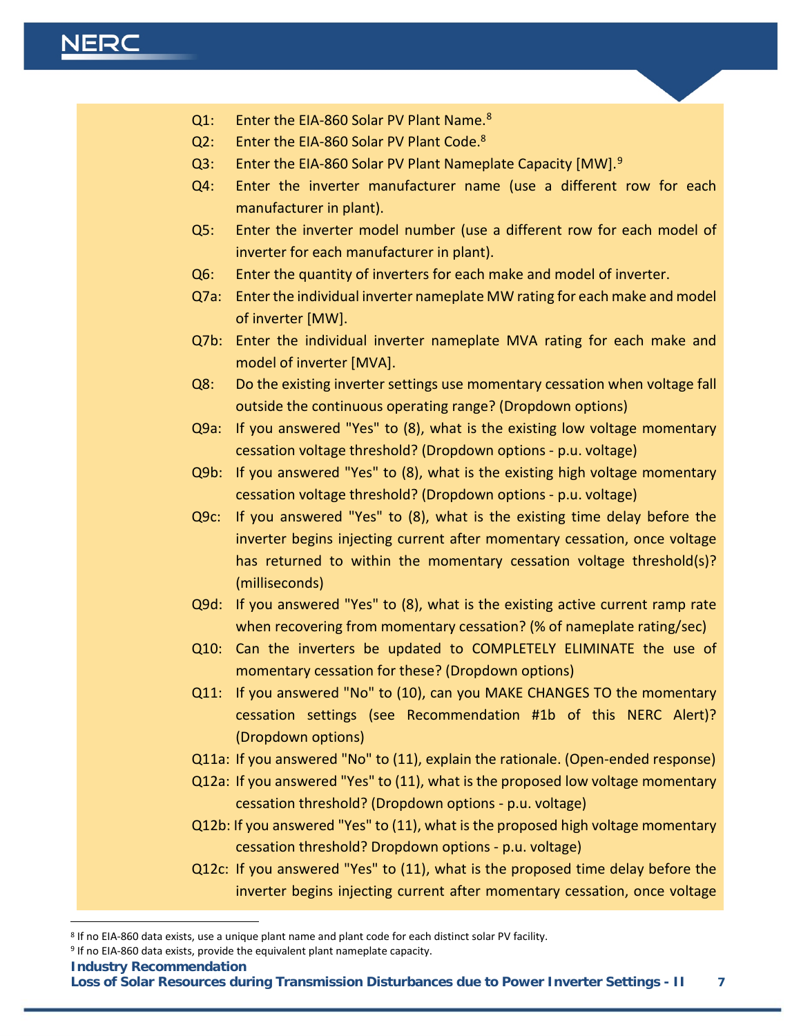Q1: Enter the EIA-860 Solar PV Plant Name.[8]

Q2: Enter the EIA-860 Solar PV Plant Code.[8]

Q3: Enter the EIA-860 Solar PV Plant Nameplate Capacity [MW].[9]

Q4: Enter the inverter manufacturer name (use a different row for each manufacturer in plant).

Q5: Enter the inverter model number (use a different row for each model of inverter for each manufacturer in plant).

Q6: Enter the quantity of inverters for each make and model of inverter.

Q7a: Enter the individual inverter nameplate MW rating for each make and model of inverter [MW].

Q7b: Enter the individual inverter nameplate MVA rating for each make and model of inverter [MVA].

Q8: Do the existing inverter settings use momentary cessation when voltage fall outside the continuous operating range? (Dropdown options)

Q9a: If you answered "Yes" to (8), what is the existing low voltage momentary cessation voltage threshold? (Dropdown options - p.u. voltage)

Q9b: If you answered "Yes" to (8), what is the existing high voltage momentary cessation voltage threshold? (Dropdown options - p.u. voltage)

Q9c: If you answered "Yes" to (8), what is the existing time delay before the inverter begins injecting current after momentary cessation, once voltage has returned to within the momentary cessation voltage threshold(s)? (milliseconds)

Q9d: If you answered "Yes" to (8), what is the existing active current ramp rate when recovering from momentary cessation? (% of nameplate rating/sec)

Q10: Can the inverters be updated to COMPLETELY ELIMINATE the use of momentary cessation for these? (Dropdown options)

Q11: If you answered "No" to (10), can you MAKE CHANGES TO the momentary cessation settings (see Recommendation #1b of this NERC Alert)? (Dropdown options)

Q11a: If you answered "No" to (11), explain the rationale. (Open-ended response)

Q12a: If you answered "Yes" to (11), what is the proposed low voltage momentary cessation threshold? (Dropdown options - p.u. voltage)

Q12b: If you answered "Yes" to (11), what is the proposed high voltage momentary cessation threshold? Dropdown options - p.u. voltage)

Q12c: If you answered "Yes" to (11), what is the proposed time delay before the inverter begins injecting current after momentary cessation, once voltage

---

[8] If no EIA-860 data exists, use a unique plant name and plant code for each distinct solar PV facility.

[9] If no EIA-860 data exists, provide the equivalent plant nameplate capacity.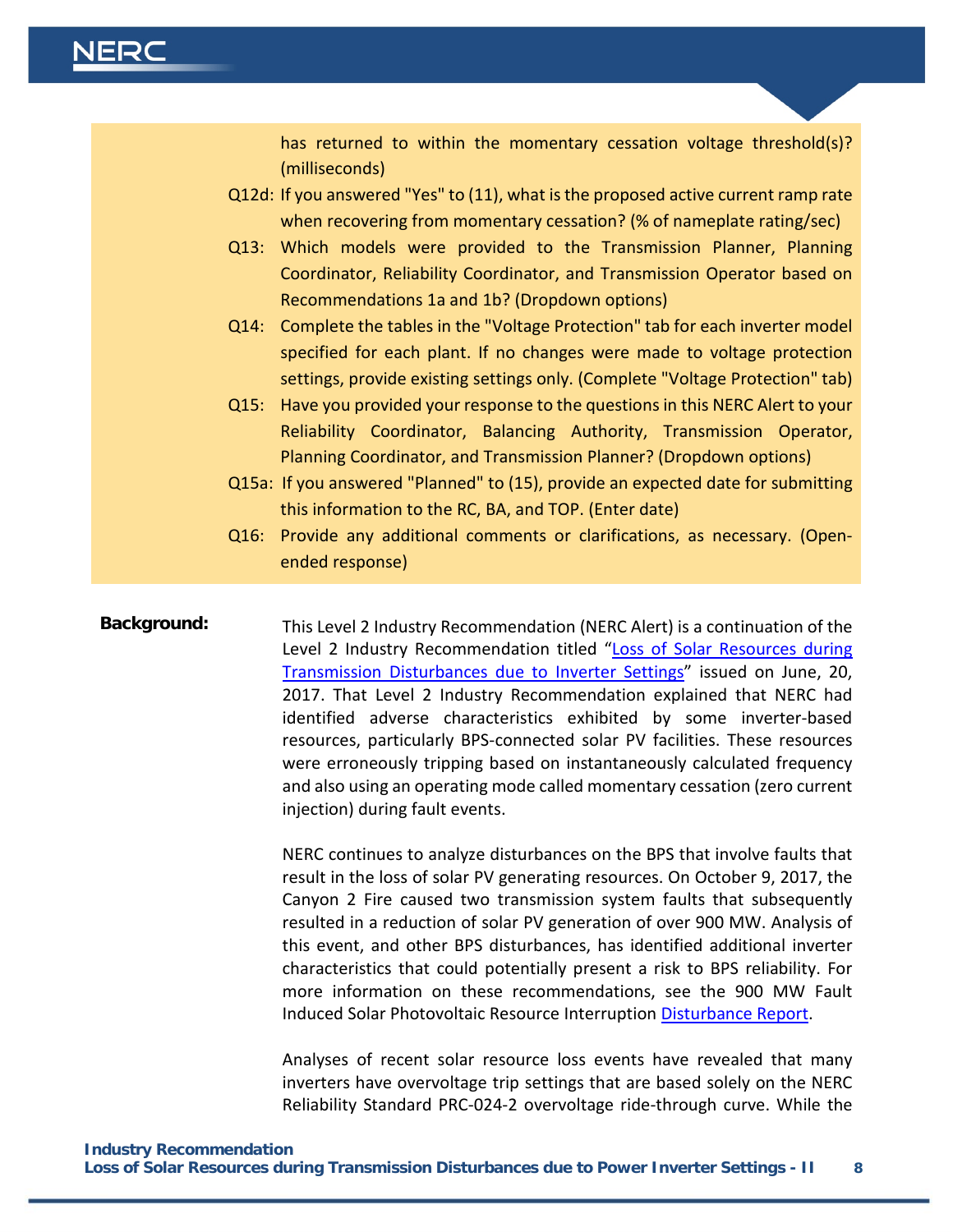has returned to within the momentary cessation voltage threshold(s)? (milliseconds)

Q12d: If you answered "Yes" to (11), what is the proposed active current ramp rate when recovering from momentary cessation? (% of nameplate rating/sec)

Q13: Which models were provided to the Transmission Planner, Planning Coordinator, Reliability Coordinator, and Transmission Operator based on Recommendations 1a and 1b? (Dropdown options)

Q14: Complete the tables in the "Voltage Protection" tab for each inverter model specified for each plant. If no changes were made to voltage protection settings, provide existing settings only. (Complete "Voltage Protection" tab)

Q15: Have you provided your response to the questions in this NERC Alert to your Reliability Coordinator, Balancing Authority, Transmission Operator, Planning Coordinator, and Transmission Planner? (Dropdown options)

Q15a: If you answered "Planned" to (15), provide an expected date for submitting this information to the RC, BA, and TOP. (Enter date)

Q16: Provide any additional comments or clarifications, as necessary. (Open-ended response)

**Background:**

This Level 2 Industry Recommendation (NERC Alert) is a continuation of the Level 2 Industry Recommendation titled "Loss of Solar Resources during Transmission Disturbances due to Inverter Settings" issued on June, 20, 2017. That Level 2 Industry Recommendation explained that NERC had identified adverse characteristics exhibited by some inverter-based resources, particularly BPS-connected solar PV facilities. These resources were erroneously tripping based on instantaneously calculated frequency and also using an operating mode called momentary cessation (zero current injection) during fault events.

NERC continues to analyze disturbances on the BPS that involve faults that result in the loss of solar PV generating resources. On October 9, 2017, the Canyon 2 Fire caused two transmission system faults that subsequently resulted in a reduction of solar PV generation of over 900 MW. Analysis of this event, and other BPS disturbances, has identified additional inverter characteristics that could potentially present a risk to BPS reliability. For more information on these recommendations, see the 900 MW Fault Induced Solar Photovoltaic Resource Interruption Disturbance Report.

Analyses of recent solar resource loss events have revealed that many inverters have overvoltage trip settings that are based solely on the NERC Reliability Standard PRC-024-2 overvoltage ride-through curve. While the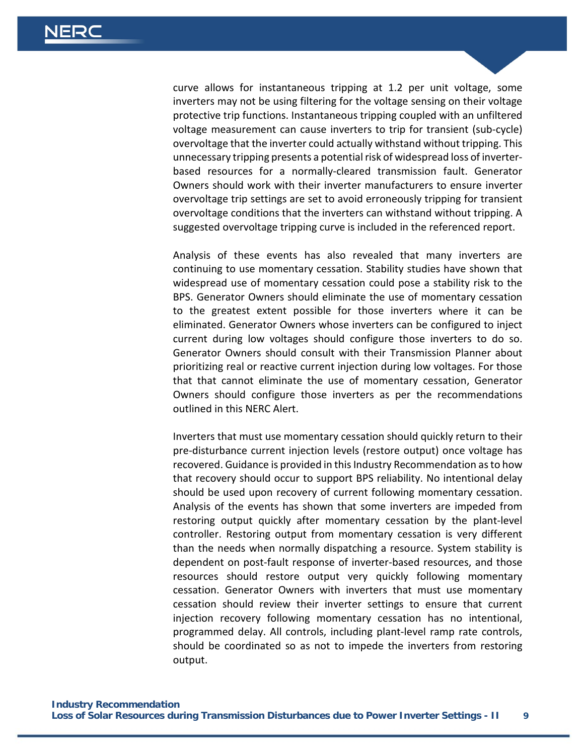curve allows for instantaneous tripping at 1.2 per unit voltage, some inverters may not be using filtering for the voltage sensing on their voltage protective trip functions. Instantaneous tripping coupled with an unfiltered voltage measurement can cause inverters to trip for transient (sub-cycle) overvoltage that the inverter could actually withstand without tripping. This unnecessary tripping presents a potential risk of widespread loss of inverter-based resources for a normally-cleared transmission fault. Generator Owners should work with their inverter manufacturers to ensure inverter overvoltage trip settings are set to avoid erroneously tripping for transient overvoltage conditions that the inverters can withstand without tripping. A suggested overvoltage tripping curve is included in the referenced report.

Analysis of these events has also revealed that many inverters are continuing to use momentary cessation. Stability studies have shown that widespread use of momentary cessation could pose a stability risk to the BPS. Generator Owners should eliminate the use of momentary cessation to the greatest extent possible for those inverters where it can be eliminated. Generator Owners whose inverters can be configured to inject current during low voltages should configure those inverters to do so. Generator Owners should consult with their Transmission Planner about prioritizing real or reactive current injection during low voltages. For those that that cannot eliminate the use of momentary cessation, Generator Owners should configure those inverters as per the recommendations outlined in this NERC Alert.

Inverters that must use momentary cessation should quickly return to their pre-disturbance current injection levels (restore output) once voltage has recovered. Guidance is provided in this Industry Recommendation as to how that recovery should occur to support BPS reliability. No intentional delay should be used upon recovery of current following momentary cessation. Analysis of the events has shown that some inverters are impeded from restoring output quickly after momentary cessation by the plant-level controller. Restoring output from momentary cessation is very different than the needs when normally dispatching a resource. System stability is dependent on post-fault response of inverter-based resources, and those resources should restore output very quickly following momentary cessation. Generator Owners with inverters that must use momentary cessation should review their inverter settings to ensure that current injection recovery following momentary cessation has no intentional, programmed delay. All controls, including plant-level ramp rate controls, should be coordinated so as not to impede the inverters from restoring output.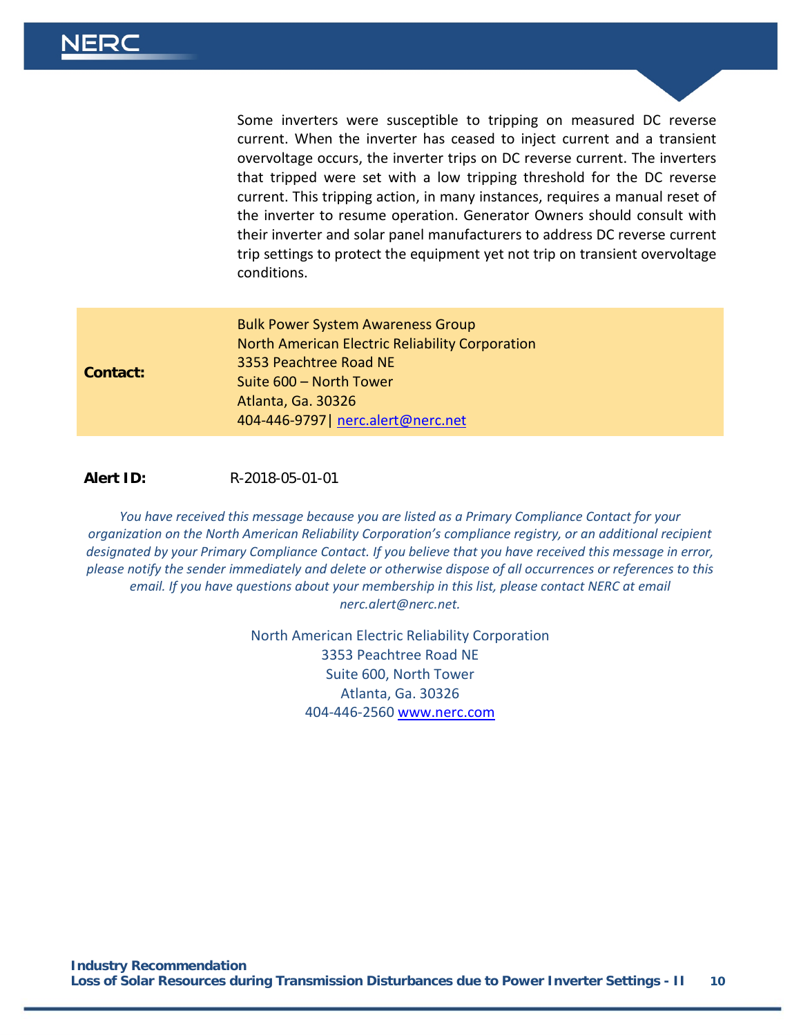Some inverters were susceptible to tripping on measured DC reverse current. When the inverter has ceased to inject current and a transient overvoltage occurs, the inverter trips on DC reverse current. The inverters that tripped were set with a low tripping threshold for the DC reverse current. This tripping action, in many instances, requires a manual reset of the inverter to resume operation. Generator Owners should consult with their inverter and solar panel manufacturers to address DC reverse current trip settings to protect the equipment yet not trip on transient overvoltage conditions.

| | |
|---|---|
| **Contact:** | Bulk Power System Awareness Group<br>North American Electric Reliability Corporation<br>3353 Peachtree Road NE<br>Suite 600 – North Tower<br>Atlanta, Ga. 30326<br>404-446-9797 \| nerc.alert@nerc.net |

**Alert ID:** R-2018-05-01-01

*You have received this message because you are listed as a Primary Compliance Contact for your organization on the North American Reliability Corporation's compliance registry, or an additional recipient designated by your Primary Compliance Contact. If you believe that you have received this message in error, please notify the sender immediately and delete or otherwise dispose of all occurrences or references to this email. If you have questions about your membership in this list, please contact NERC at email nerc.alert@nerc.net.*

North American Electric Reliability Corporation
3353 Peachtree Road NE
Suite 600, North Tower
Atlanta, Ga. 30326
404-446-2560 www.nerc.com